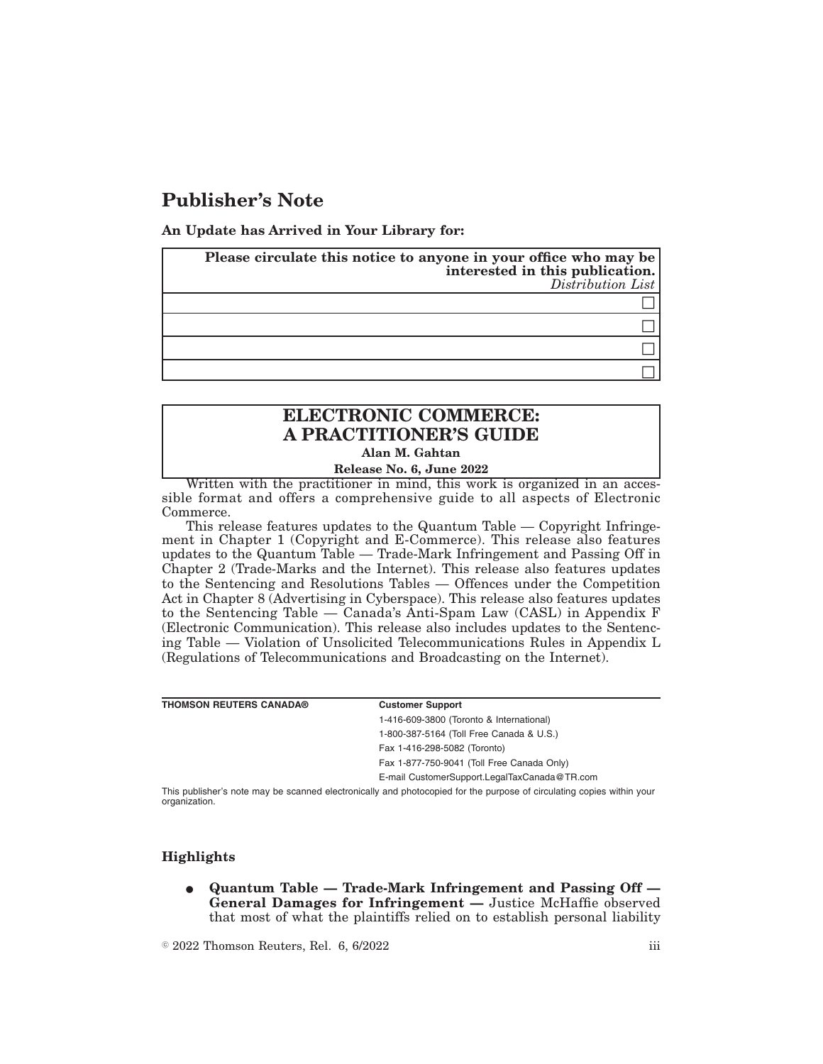# Publisher's Note

**An Update has Arrived in Your Library for:**

| **Please circulate this notice to anyone in your office who may be interested in this publication.** *Distribution List* |
|---|
| ☐ |
| ☐ |
| ☐ |
| ☐ |

## ELECTRONIC COMMERCE: A PRACTITIONER'S GUIDE

**Alan M. Gahtan**

**Release No. 6, June 2022**

Written with the practitioner in mind, this work is organized in an accessible format and offers a comprehensive guide to all aspects of Electronic Commerce.

This release features updates to the Quantum Table — Copyright Infringement in Chapter 1 (Copyright and E-Commerce). This release also features updates to the Quantum Table — Trade-Mark Infringement and Passing Off in Chapter 2 (Trade-Marks and the Internet). This release also features updates to the Sentencing and Resolutions Tables — Offences under the Competition Act in Chapter 8 (Advertising in Cyberspace). This release also features updates to the Sentencing Table — Canada's Anti-Spam Law (CASL) in Appendix F (Electronic Communication). This release also includes updates to the Sentencing Table — Violation of Unsolicited Telecommunications Rules in Appendix L (Regulations of Telecommunications and Broadcasting on the Internet).

**THOMSON REUTERS CANADA®**

**Customer Support**

1-416-609-3800 (Toronto & International)

1-800-387-5164 (Toll Free Canada & U.S.)

Fax 1-416-298-5082 (Toronto)

Fax 1-877-750-9041 (Toll Free Canada Only)

E-mail CustomerSupport.LegalTaxCanada@TR.com

This publisher's note may be scanned electronically and photocopied for the purpose of circulating copies within your organization.

### Highlights

- **Quantum Table — Trade-Mark Infringement and Passing Off — General Damages for Infringement —** Justice McHaffie observed that most of what the plaintiffs relied on to establish personal liability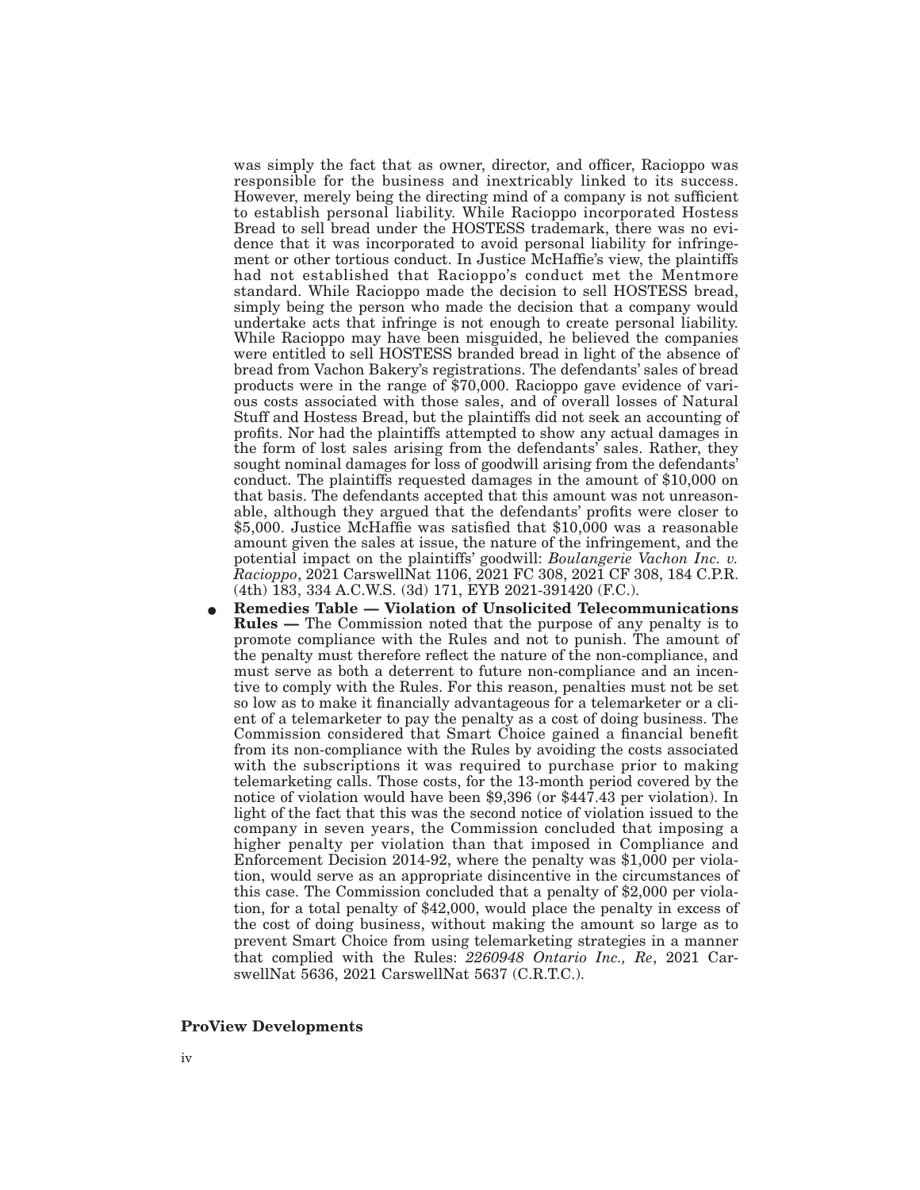was simply the fact that as owner, director, and officer, Racioppo was responsible for the business and inextricably linked to its success. However, merely being the directing mind of a company is not sufficient to establish personal liability. While Racioppo incorporated Hostess Bread to sell bread under the HOSTESS trademark, there was no evidence that it was incorporated to avoid personal liability for infringement or other tortious conduct. In Justice McHaffie's view, the plaintiffs had not established that Racioppo's conduct met the Mentmore standard. While Racioppo made the decision to sell HOSTESS bread, simply being the person who made the decision that a company would undertake acts that infringe is not enough to create personal liability. While Racioppo may have been misguided, he believed the companies were entitled to sell HOSTESS branded bread in light of the absence of bread from Vachon Bakery's registrations. The defendants' sales of bread products were in the range of $70,000. Racioppo gave evidence of various costs associated with those sales, and of overall losses of Natural Stuff and Hostess Bread, but the plaintiffs did not seek an accounting of profits. Nor had the plaintiffs attempted to show any actual damages in the form of lost sales arising from the defendants' sales. Rather, they sought nominal damages for loss of goodwill arising from the defendants' conduct. The plaintiffs requested damages in the amount of $10,000 on that basis. The defendants accepted that this amount was not unreasonable, although they argued that the defendants' profits were closer to $5,000. Justice McHaffie was satisfied that $10,000 was a reasonable amount given the sales at issue, the nature of the infringement, and the potential impact on the plaintiffs' goodwill: *Boulangerie Vachon Inc. v. Racioppo*, 2021 CarswellNat 1106, 2021 FC 308, 2021 CF 308, 184 C.P.R. (4th) 183, 334 A.C.W.S. (3d) 171, EYB 2021-391420 (F.C.).

- **Remedies Table — Violation of Unsolicited Telecommunications Rules —** The Commission noted that the purpose of any penalty is to promote compliance with the Rules and not to punish. The amount of the penalty must therefore reflect the nature of the non-compliance, and must serve as both a deterrent to future non-compliance and an incentive to comply with the Rules. For this reason, penalties must not be set so low as to make it financially advantageous for a telemarketer or a client of a telemarketer to pay the penalty as a cost of doing business. The Commission considered that Smart Choice gained a financial benefit from its non-compliance with the Rules by avoiding the costs associated with the subscriptions it was required to purchase prior to making telemarketing calls. Those costs, for the 13-month period covered by the notice of violation would have been $9,396 (or $447.43 per violation). In light of the fact that this was the second notice of violation issued to the company in seven years, the Commission concluded that imposing a higher penalty per violation than that imposed in Compliance and Enforcement Decision 2014-92, where the penalty was $1,000 per violation, would serve as an appropriate disincentive in the circumstances of this case. The Commission concluded that a penalty of $2,000 per violation, for a total penalty of $42,000, would place the penalty in excess of the cost of doing business, without making the amount so large as to prevent Smart Choice from using telemarketing strategies in a manner that complied with the Rules: *2260948 Ontario Inc., Re*, 2021 CarswellNat 5636, 2021 CarswellNat 5637 (C.R.T.C.).

**ProView Developments**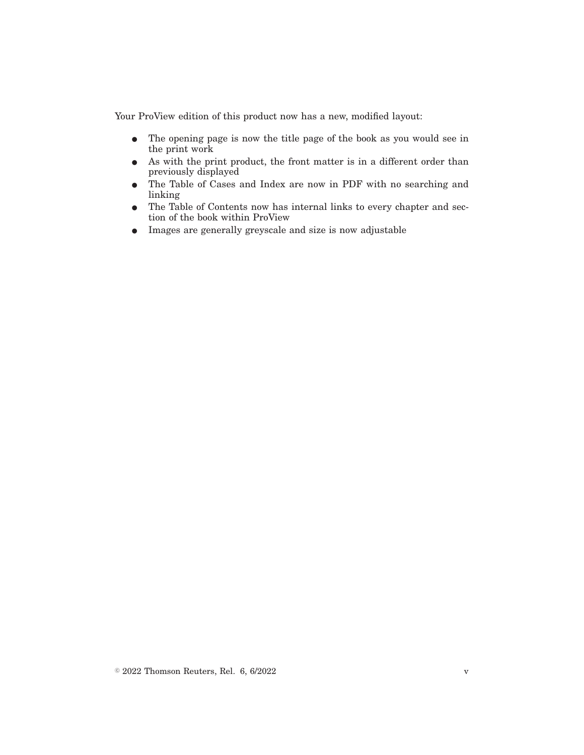Your ProView edition of this product now has a new, modified layout:

- The opening page is now the title page of the book as you would see in the print work
- As with the print product, the front matter is in a different order than previously displayed
- The Table of Cases and Index are now in PDF with no searching and linking
- The Table of Contents now has internal links to every chapter and section of the book within ProView
- Images are generally greyscale and size is now adjustable

© 2022 Thomson Reuters, Rel. 6, 6/2022